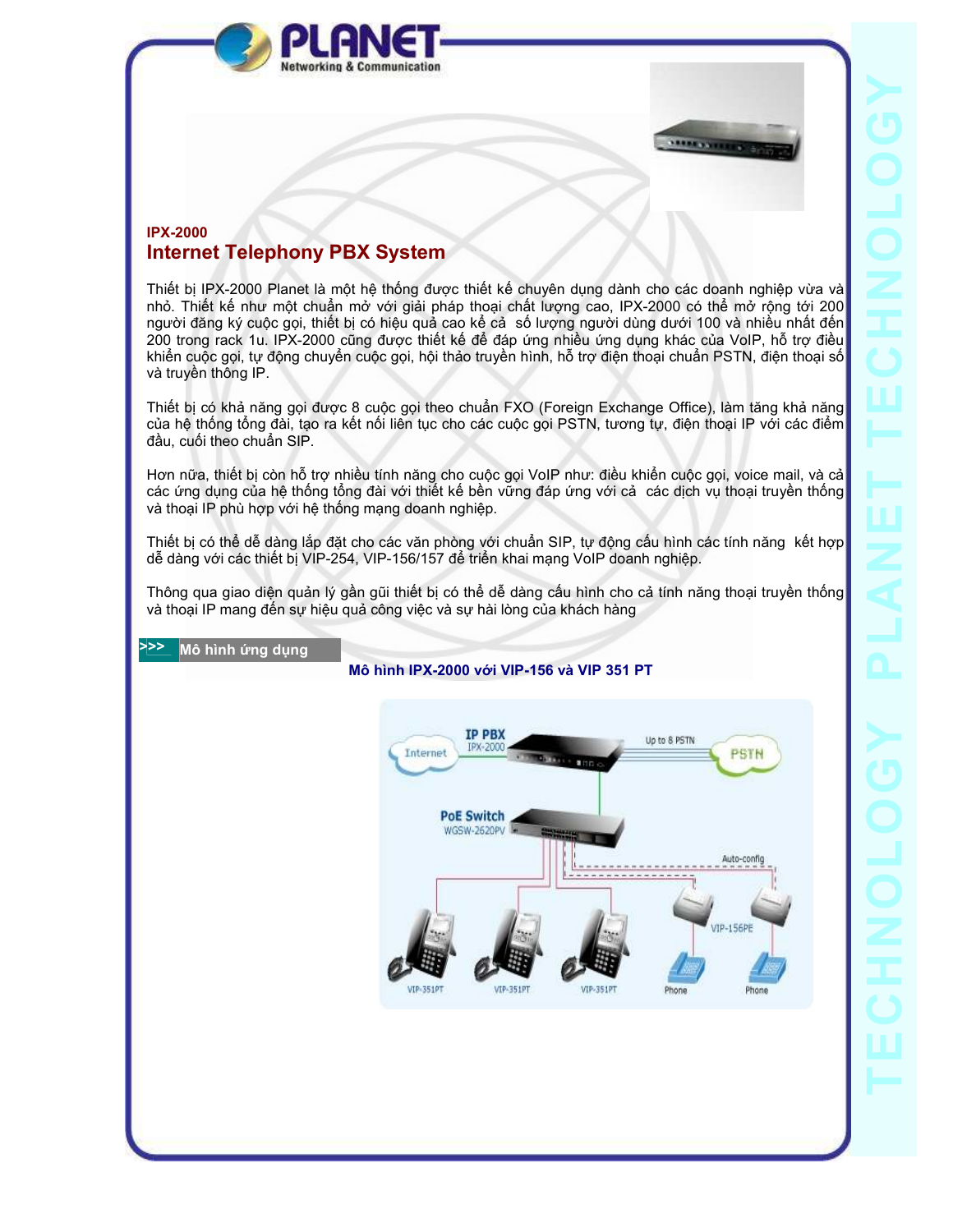**IPX-2000**

# Internet Telephony PBX System

Thiết bị IPX-2000 Planet là một hệ thống được thiết kế chuyên dụng dành cho các doanh nghiệp vừa và nhỏ. Thiết kế như một chuẩn mở với giải pháp thoại chất lượng cao, IPX-2000 có thể mở rộng tới 200 người đăng ký cuộc gọi, thiết bị có hiệu quả cao kể cả số lượng người dùng dưới 100 và nhiều nhất đến 200 trong rack 1u. IPX-2000 cũng được thiết kế để đáp ứng nhiều ứng dụng khác của VoIP, hỗ trợ điều khiển cuộc gọi, tự động chuyển cuộc gọi, hội thảo truyền hình, hỗ trợ điện thoại chuẩn PSTN, điện thoại số và truyền thông IP.

Thiết bị có khả năng gọi được 8 cuộc gọi theo chuẩn FXO (Foreign Exchange Office), làm tăng khả năng của hệ thống tổng đài, tạo ra kết nối liên tục cho các cuộc gọi PSTN, tương tự, điện thoại IP với các điểm đầu, cuối theo chuẩn SIP.

Hơn nữa, thiết bị còn hỗ trợ nhiều tính năng cho cuộc gọi VoIP như: điều khiển cuộc gọi, voice mail, và cả các ứng dụng của hệ thống tổng đài với thiết kế bền vững đáp ứng với cả các dịch vụ thoại truyền thống và thoại IP phù hợp với hệ thống mạng doanh nghiệp.

Thiết bị có thể dễ dàng lắp đặt cho các văn phòng với chuẩn SIP, tự động cấu hình các tính năng kết hợp dễ dàng với các thiết bị VIP-254, VIP-156/157 để triển khai mạng VoIP doanh nghiệp.

Thông qua giao diện quản lý gần gũi thiết bị có thể dễ dàng cấu hình cho cả tính năng thoại truyền thống và thoại IP mang đến sự hiệu quả công việc và sự hài lòng của khách hàng

## >>> Mô hình ứng dụng

**Mô hình IPX-2000 với VIP-156 và VIP 351 PT**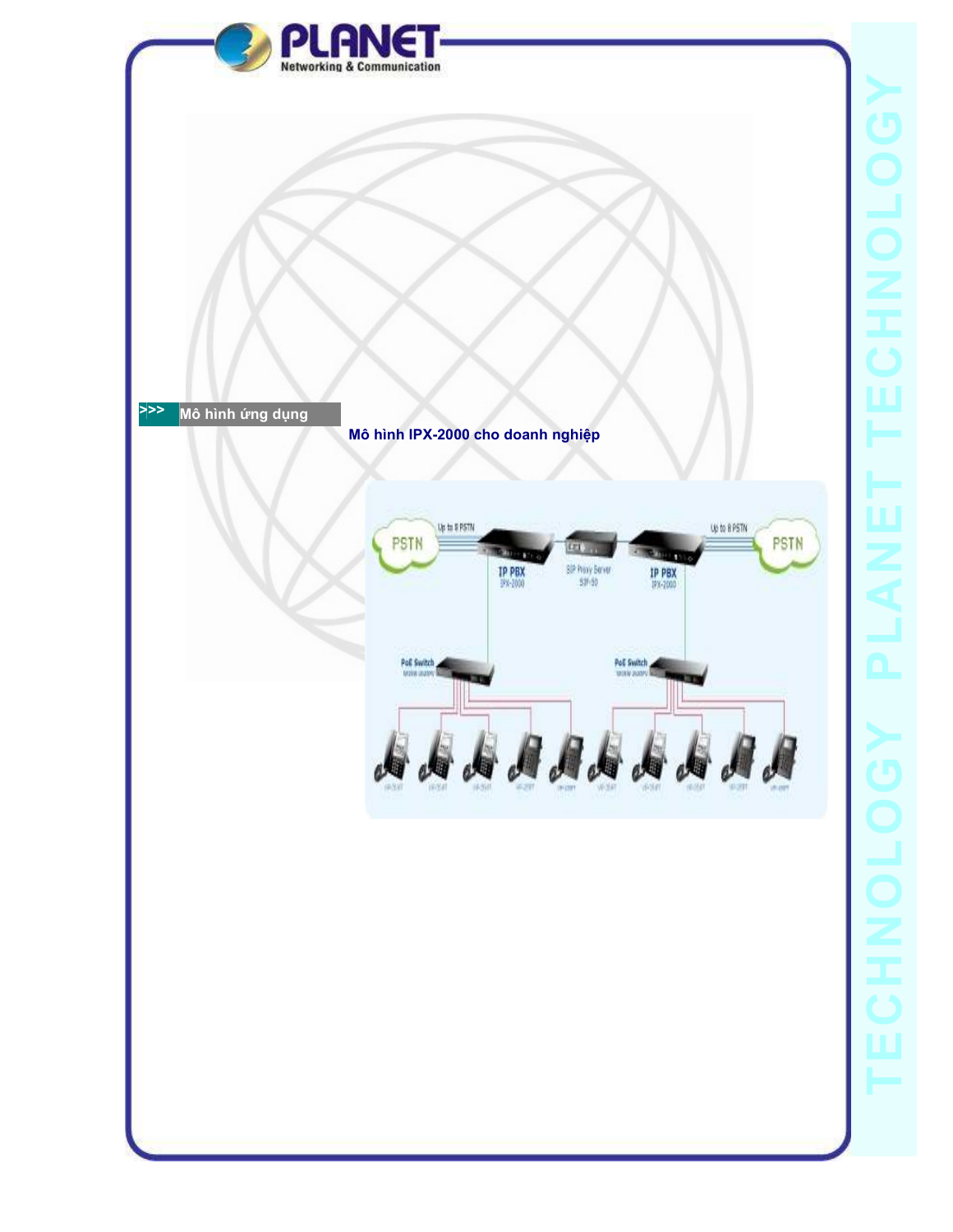## >>> Mô hình ứng dụng

**Mô hình IPX-2000 cho doanh nghiệp**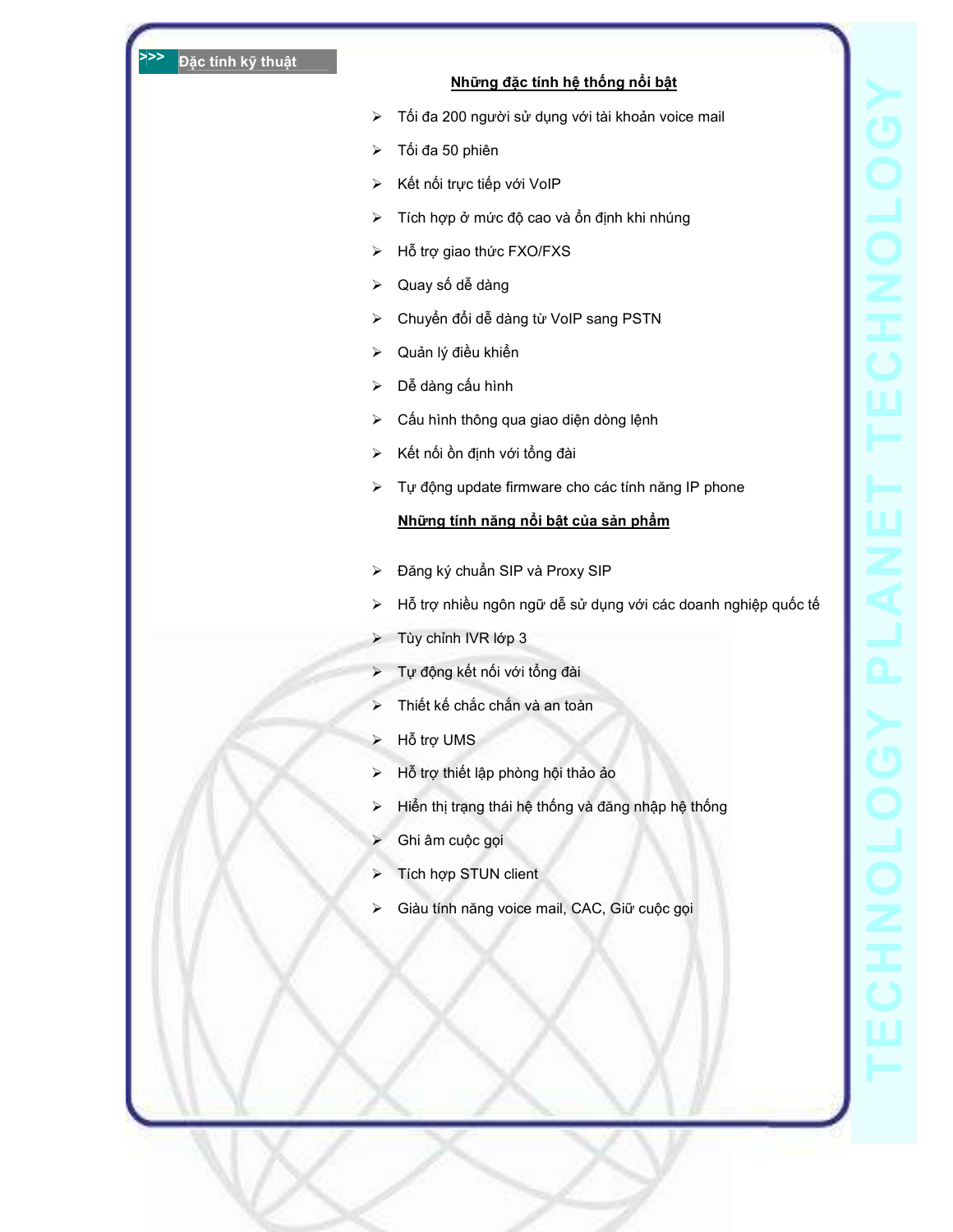## Đặc tính kỹ thuật

**Những đặc tính hệ thống nổi bật**

- Tối đa 200 người sử dụng với tài khoản voice mail
- Tối đa 50 phiên
- Kết nối trực tiếp với VoIP
- Tích hợp ở mức độ cao và ổn định khi nhúng
- Hỗ trợ giao thức FXO/FXS
- Quay số dễ dàng
- Chuyển đổi dễ dàng từ VoIP sang PSTN
- Quản lý điều khiển
- Dễ dàng cấu hình
- Cấu hình thông qua giao diện dòng lệnh
- Kết nối ổn định với tổng đài
- Tự động update firmware cho các tính năng IP phone

**Những tính năng nổi bật của sản phẩm**

- Đăng ký chuẩn SIP và Proxy SIP
- Hỗ trợ nhiều ngôn ngữ dễ sử dụng với các doanh nghiệp quốc tế
- Tùy chỉnh IVR lớp 3
- Tự động kết nối với tổng đài
- Thiết kế chắc chắn và an toàn
- Hỗ trợ UMS
- Hỗ trợ thiết lập phòng hội thảo ảo
- Hiển thị trạng thái hệ thống và đăng nhập hệ thống
- Ghi âm cuộc gọi
- Tích hợp STUN client
- Giàu tính năng voice mail, CAC, Giữ cuộc gọi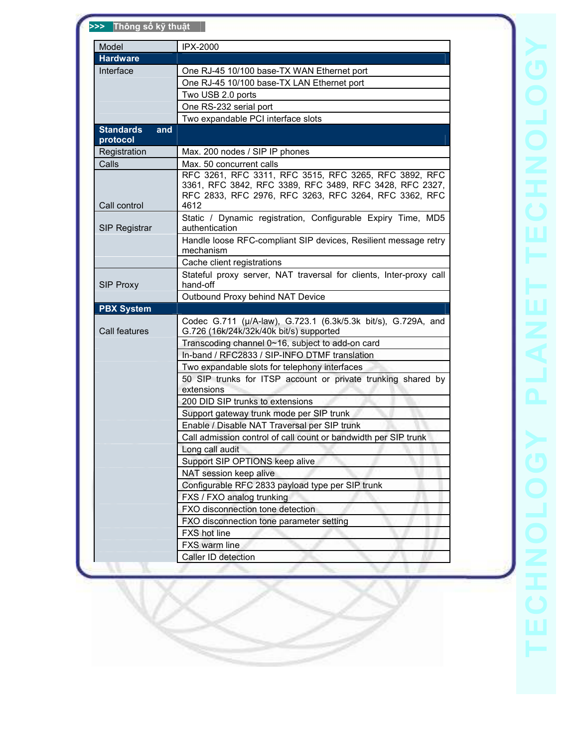## >>> Thông số kỹ thuật

| Model | IPX-2000 |
|---|---|
| **Hardware** | |
| Interface | One RJ-45 10/100 base-TX WAN Ethernet port |
| | One RJ-45 10/100 base-TX LAN Ethernet port |
| | Two USB 2.0 ports |
| | One RS-232 serial port |
| | Two expandable PCI interface slots |
| **Standards and protocol** | |
| Registration | Max. 200 nodes / SIP IP phones |
| Calls | Max. 50 concurrent calls |
| Call control | RFC 3261, RFC 3311, RFC 3515, RFC 3265, RFC 3892, RFC 3361, RFC 3842, RFC 3389, RFC 3489, RFC 3428, RFC 2327, RFC 2833, RFC 2976, RFC 3263, RFC 3264, RFC 3362, RFC 4612 |
| SIP Registrar | Static / Dynamic registration, Configurable Expiry Time, MD5 authentication |
| | Handle loose RFC-compliant SIP devices, Resilient message retry mechanism |
| | Cache client registrations |
| SIP Proxy | Stateful proxy server, NAT traversal for clients, Inter-proxy call hand-off |
| | Outbound Proxy behind NAT Device |
| **PBX System** | |
| Call features | Codec G.711 (μ/A-law), G.723.1 (6.3k/5.3k bit/s), G.729A, and G.726 (16k/24k/32k/40k bit/s) supported |
| | Transcoding channel 0~16, subject to add-on card |
| | In-band / RFC2833 / SIP-INFO DTMF translation |
| | Two expandable slots for telephony interfaces |
| | 50 SIP trunks for ITSP account or private trunking shared by extensions |
| | 200 DID SIP trunks to extensions |
| | Support gateway trunk mode per SIP trunk |
| | Enable / Disable NAT Traversal per SIP trunk |
| | Call admission control of call count or bandwidth per SIP trunk |
| | Long call audit |
| | Support SIP OPTIONS keep alive |
| | NAT session keep alive |
| | Configurable RFC 2833 payload type per SIP trunk |
| | FXS / FXO analog trunking |
| | FXO disconnection tone detection |
| | FXO disconnection tone parameter setting |
| | FXS hot line |
| | FXS warm line |
| | Caller ID detection |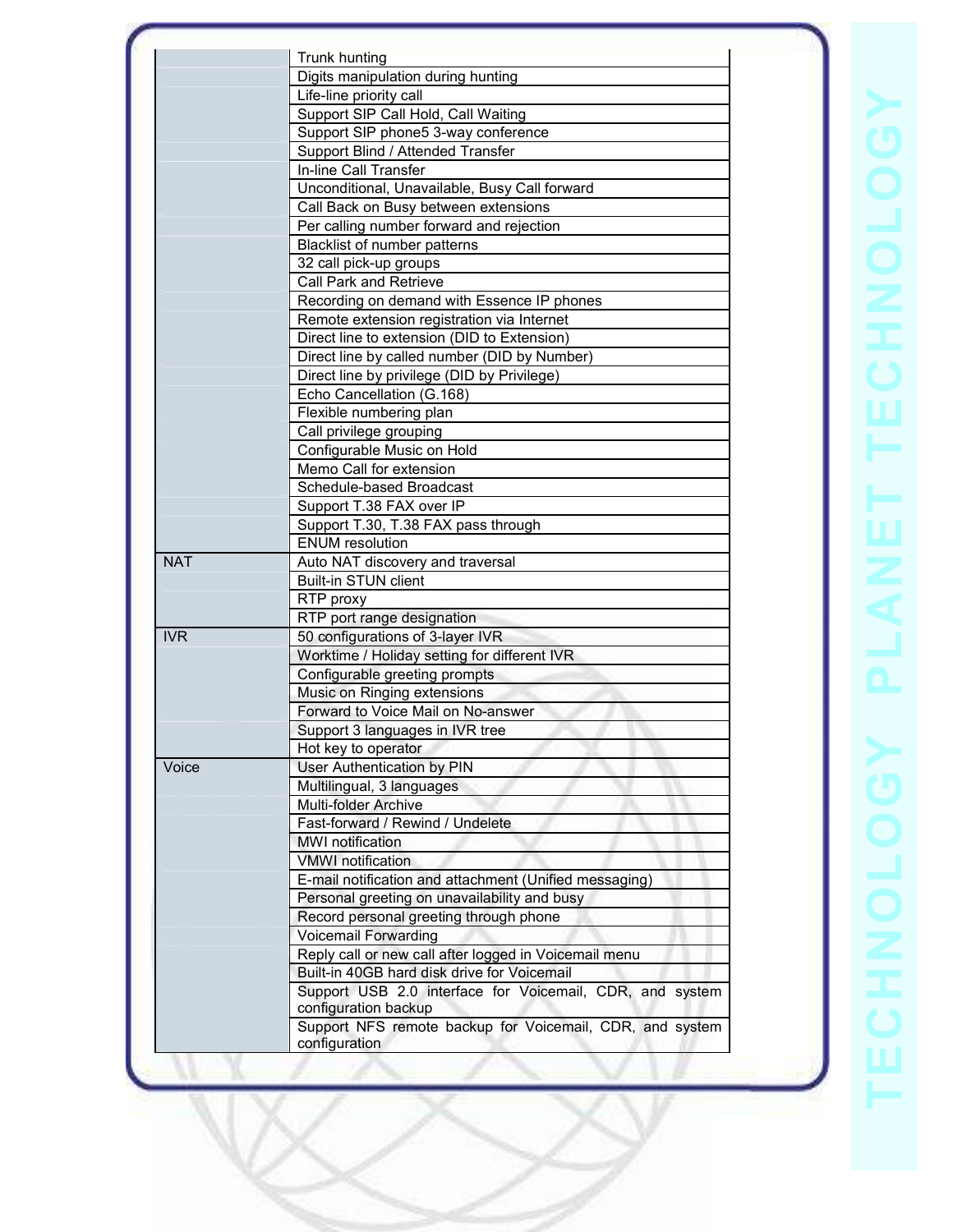| | |
|---|---|
| | Trunk hunting |
| | Digits manipulation during hunting |
| | Life-line priority call |
| | Support SIP Call Hold, Call Waiting |
| | Support SIP phone5 3-way conference |
| | Support Blind / Attended Transfer |
| | In-line Call Transfer |
| | Unconditional, Unavailable, Busy Call forward |
| | Call Back on Busy between extensions |
| | Per calling number forward and rejection |
| | Blacklist of number patterns |
| | 32 call pick-up groups |
| | Call Park and Retrieve |
| | Recording on demand with Essence IP phones |
| | Remote extension registration via Internet |
| | Direct line to extension (DID to Extension) |
| | Direct line by called number (DID by Number) |
| | Direct line by privilege (DID by Privilege) |
| | Echo Cancellation (G.168) |
| | Flexible numbering plan |
| | Call privilege grouping |
| | Configurable Music on Hold |
| | Memo Call for extension |
| | Schedule-based Broadcast |
| | Support T.38 FAX over IP |
| | Support T.30, T.38 FAX pass through |
| | ENUM resolution |
| NAT | Auto NAT discovery and traversal |
| | Built-in STUN client |
| | RTP proxy |
| | RTP port range designation |
| IVR | 50 configurations of 3-layer IVR |
| | Worktime / Holiday setting for different IVR |
| | Configurable greeting prompts |
| | Music on Ringing extensions |
| | Forward to Voice Mail on No-answer |
| | Support 3 languages in IVR tree |
| | Hot key to operator |
| Voice | User Authentication by PIN |
| | Multilingual, 3 languages |
| | Multi-folder Archive |
| | Fast-forward / Rewind / Undelete |
| | MWI notification |
| | VMWI notification |
| | E-mail notification and attachment (Unified messaging) |
| | Personal greeting on unavailability and busy |
| | Record personal greeting through phone |
| | Voicemail Forwarding |
| | Reply call or new call after logged in Voicemail menu |
| | Built-in 40GB hard disk drive for Voicemail |
| | Support USB 2.0 interface for Voicemail, CDR, and system configuration backup |
| | Support NFS remote backup for Voicemail, CDR, and system configuration |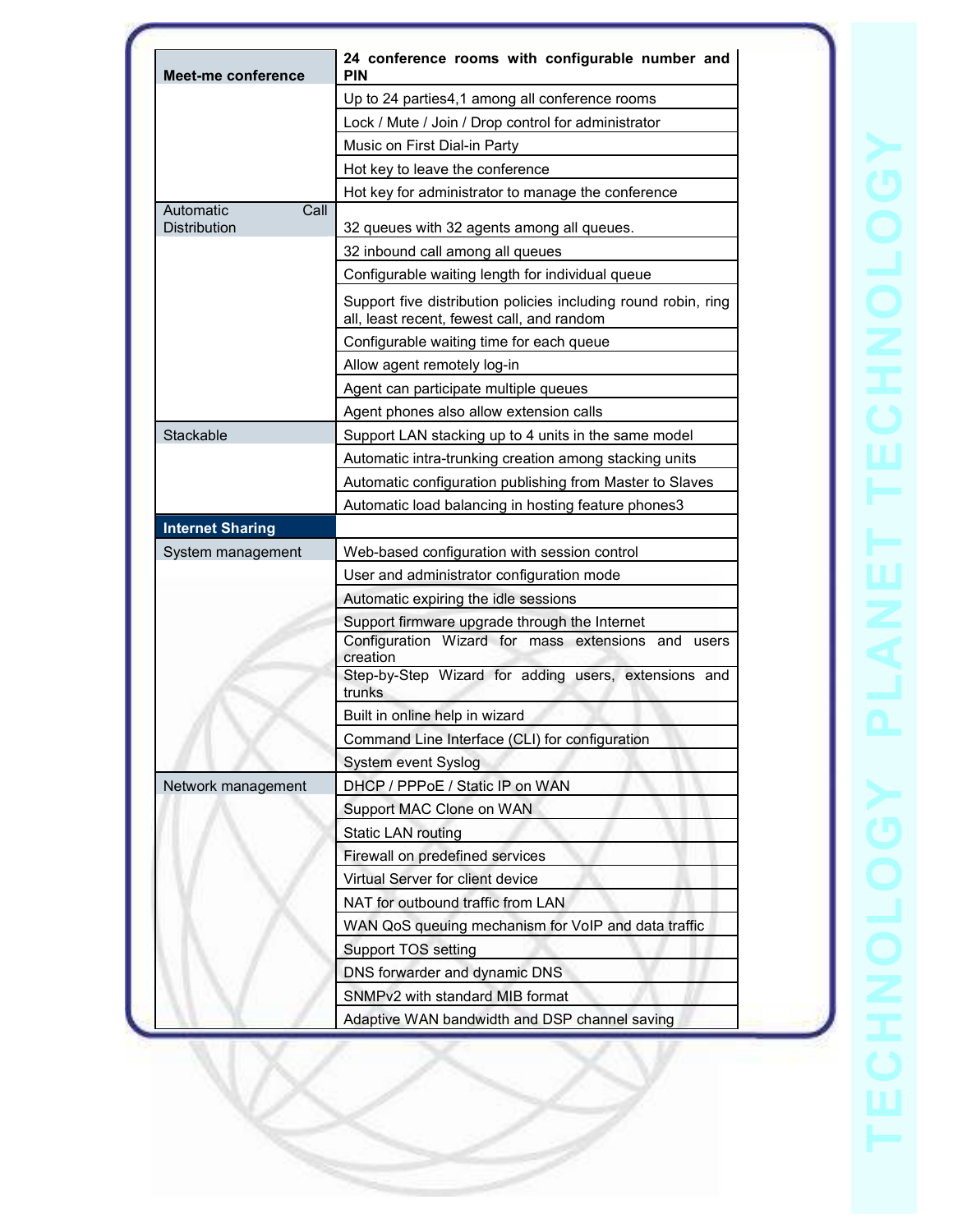| Meet-me conference | 24 conference rooms with configurable number and PIN |
|---|---|
| | Up to 24 parties4,1 among all conference rooms |
| | Lock / Mute / Join / Drop control for administrator |
| | Music on First Dial-in Party |
| | Hot key to leave the conference |
| | Hot key for administrator to manage the conference |
| Automatic Call Distribution | 32 queues with 32 agents among all queues. |
| | 32 inbound call among all queues |
| | Configurable waiting length for individual queue |
| | Support five distribution policies including round robin, ring all, least recent, fewest call, and random |
| | Configurable waiting time for each queue |
| | Allow agent remotely log-in |
| | Agent can participate multiple queues |
| | Agent phones also allow extension calls |
| Stackable | Support LAN stacking up to 4 units in the same model |
| | Automatic intra-trunking creation among stacking units |
| | Automatic configuration publishing from Master to Slaves |
| | Automatic load balancing in hosting feature phones3 |
| **Internet Sharing** | |
| System management | Web-based configuration with session control |
| | User and administrator configuration mode |
| | Automatic expiring the idle sessions |
| | Support firmware upgrade through the Internet |
| | Configuration Wizard for mass extensions and users creation |
| | Step-by-Step Wizard for adding users, extensions and trunks |
| | Built in online help in wizard |
| | Command Line Interface (CLI) for configuration |
| | System event Syslog |
| Network management | DHCP / PPPoE / Static IP on WAN |
| | Support MAC Clone on WAN |
| | Static LAN routing |
| | Firewall on predefined services |
| | Virtual Server for client device |
| | NAT for outbound traffic from LAN |
| | WAN QoS queuing mechanism for VoIP and data traffic |
| | Support TOS setting |
| | DNS forwarder and dynamic DNS |
| | SNMPv2 with standard MIB format |
| | Adaptive WAN bandwidth and DSP channel saving |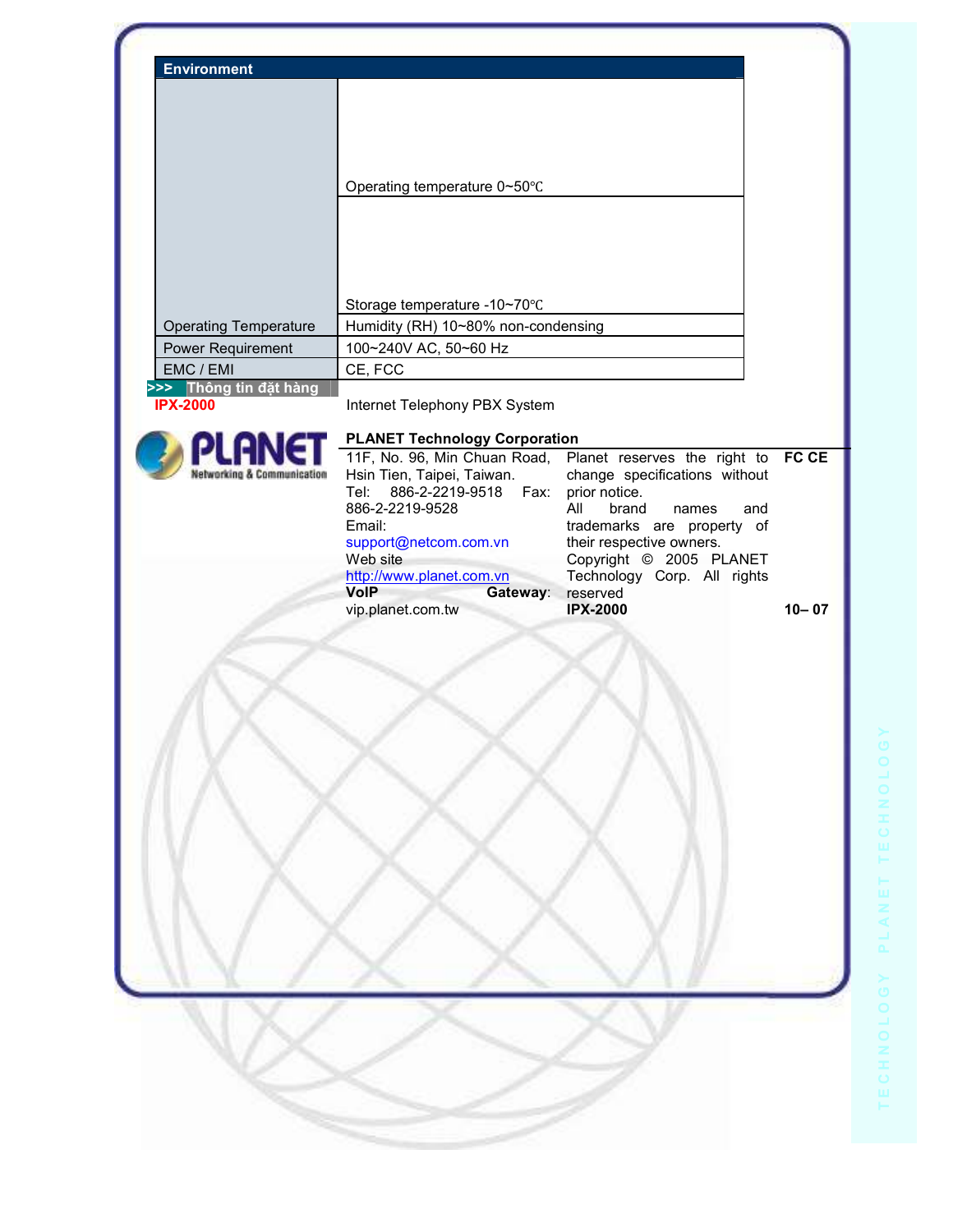| Environment | |
|---|---|
| Operating Temperature | Operating temperature 0~50℃ |
| | Storage temperature -10~70℃ |
| | Humidity (RH) 10~80% non-condensing |
| Power Requirement | 100~240V AC, 50~60 Hz |
| EMC / EMI | CE, FCC |

**>>> Thông tin đặt hàng**

| | |
|---|---|
| **IPX-2000** | Internet Telephony PBX System |

**PLANET Technology Corporation**

11F, No. 96, Min Chuan Road, Hsin Tien, Taipei, Taiwan.
Tel: 886-2-2219-9518 Fax: 886-2-2219-9528
Email: support@netcom.com.vn
Web site http://www.planet.com.vn
**VoIP Gateway**: vip.planet.com.tw

Planet reserves the right to change specifications without prior notice.
All brand names and trademarks are property of their respective owners.
Copyright © 2005 PLANET Technology Corp. All rights reserved

**FC CE**

**IPX-2000** **10– 07**